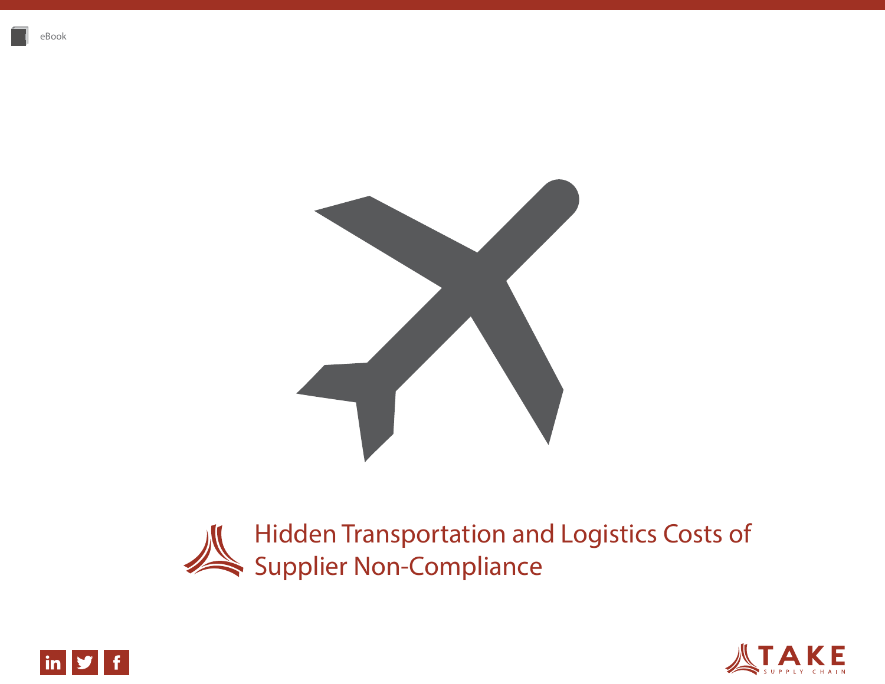eBook

# Hidden Transportation and Logistics Costs of Supplier Non-Compliance

TAKE SUPPLY CHAIN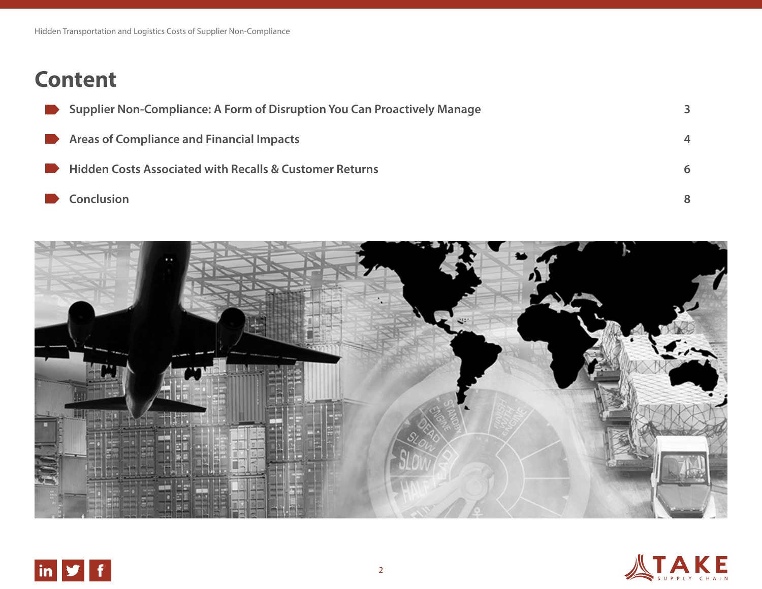# Content

- Supplier Non-Compliance: A Form of Disruption You Can Proactively Manage — 3
- Areas of Compliance and Financial Impacts — 4
- Hidden Costs Associated with Recalls & Customer Returns — 6
- Conclusion — 8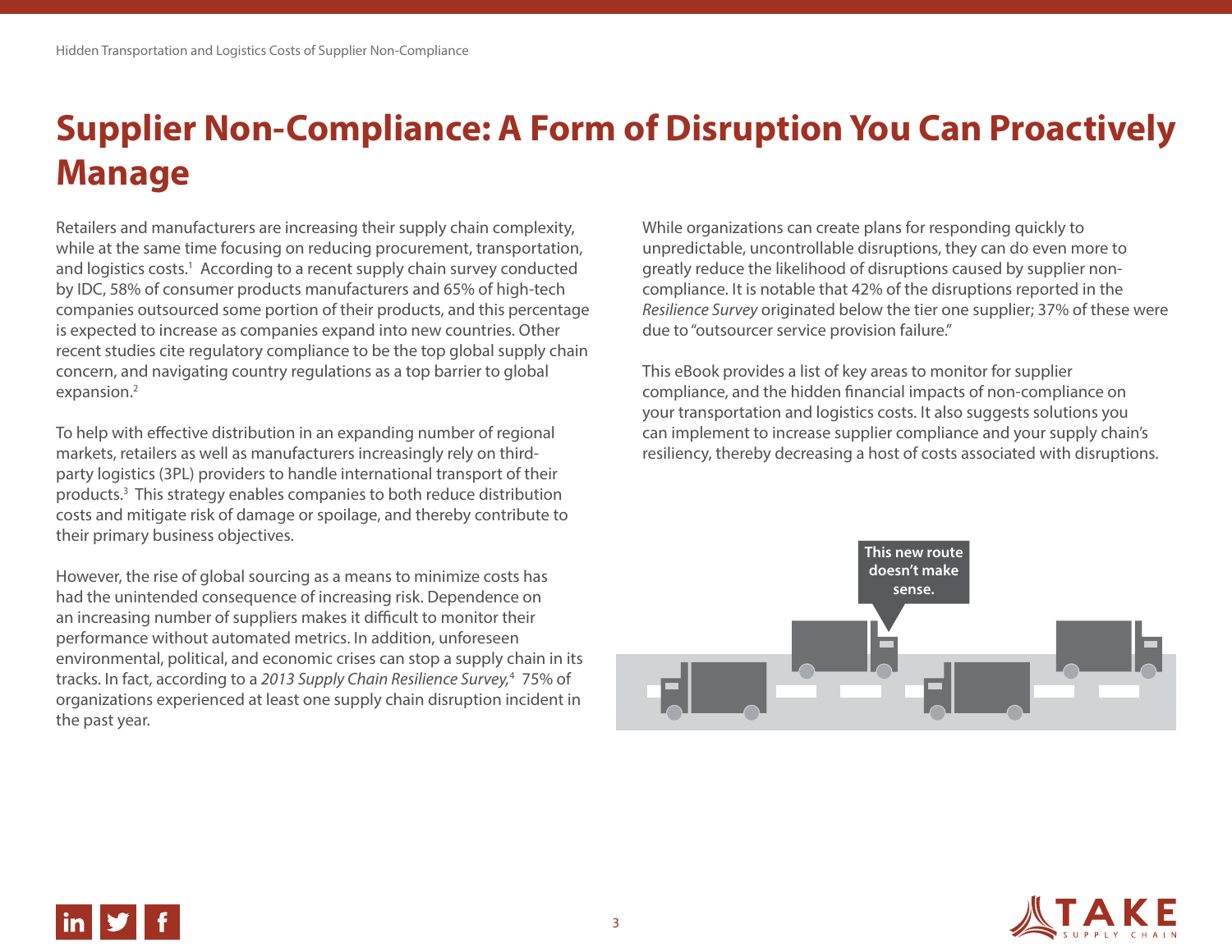# Supplier Non-Compliance: A Form of Disruption You Can Proactively Manage

Retailers and manufacturers are increasing their supply chain complexity, while at the same time focusing on reducing procurement, transportation, and logistics costs.[1] According to a recent supply chain survey conducted by IDC, 58% of consumer products manufacturers and 65% of high-tech companies outsourced some portion of their products, and this percentage is expected to increase as companies expand into new countries. Other recent studies cite regulatory compliance to be the top global supply chain concern, and navigating country regulations as a top barrier to global expansion.[2]

To help with effective distribution in an expanding number of regional markets, retailers as well as manufacturers increasingly rely on third-party logistics (3PL) providers to handle international transport of their products.[3] This strategy enables companies to both reduce distribution costs and mitigate risk of damage or spoilage, and thereby contribute to their primary business objectives.

However, the rise of global sourcing as a means to minimize costs has had the unintended consequence of increasing risk. Dependence on an increasing number of suppliers makes it difficult to monitor their performance without automated metrics. In addition, unforeseen environmental, political, and economic crises can stop a supply chain in its tracks. In fact, according to a *2013 Supply Chain Resilience Survey,*[4] 75% of organizations experienced at least one supply chain disruption incident in the past year.

While organizations can create plans for responding quickly to unpredictable, uncontrollable disruptions, they can do even more to greatly reduce the likelihood of disruptions caused by supplier non-compliance. It is notable that 42% of the disruptions reported in the *Resilience Survey* originated below the tier one supplier; 37% of these were due to "outsourcer service provision failure."

This eBook provides a list of key areas to monitor for supplier compliance, and the hidden financial impacts of non-compliance on your transportation and logistics costs. It also suggests solutions you can implement to increase supplier compliance and your supply chain's resiliency, thereby decreasing a host of costs associated with disruptions.

This new route doesn't make sense.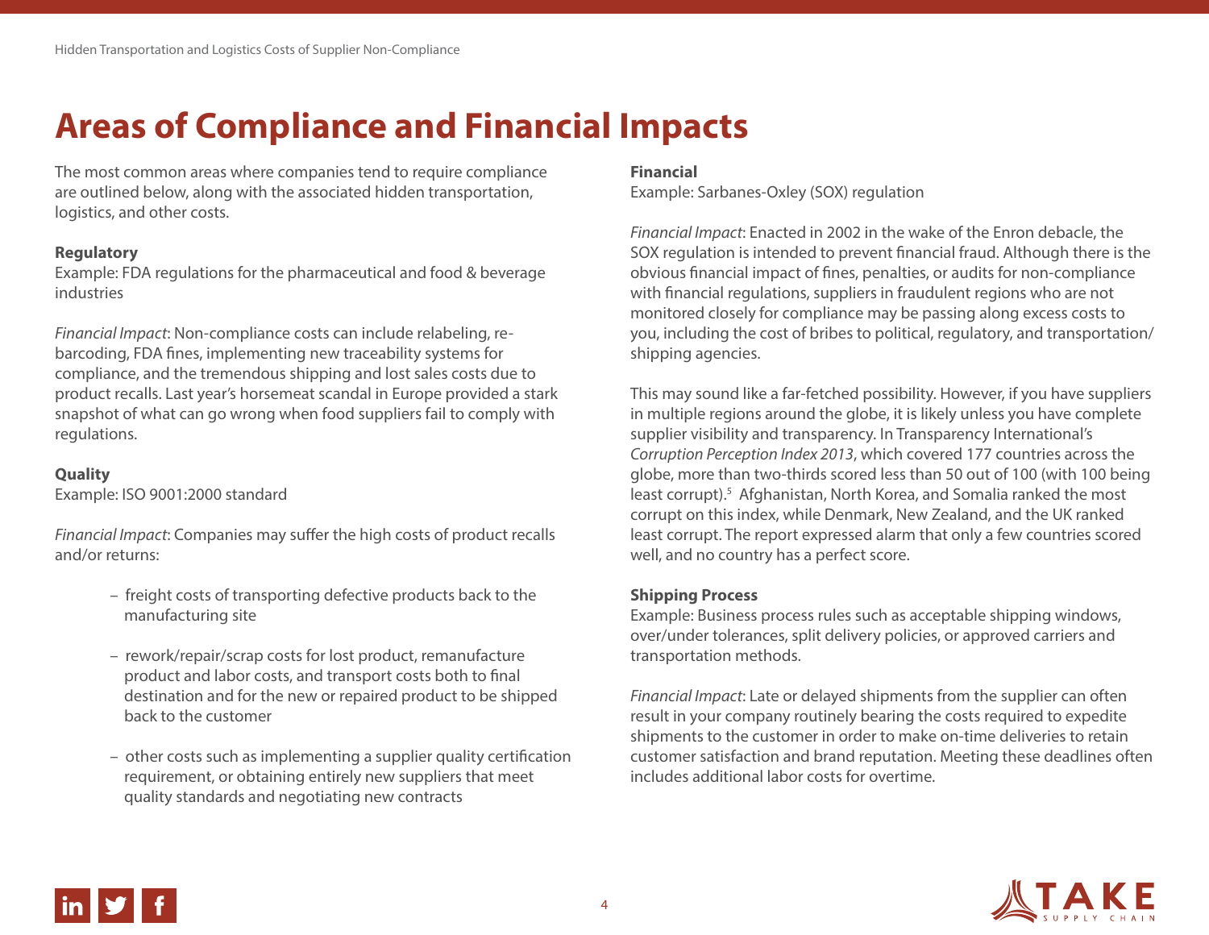# Areas of Compliance and Financial Impacts

The most common areas where companies tend to require compliance are outlined below, along with the associated hidden transportation, logistics, and other costs.

**Regulatory**
Example: FDA regulations for the pharmaceutical and food & beverage industries

*Financial Impact*: Non-compliance costs can include relabeling, re-barcoding, FDA fines, implementing new traceability systems for compliance, and the tremendous shipping and lost sales costs due to product recalls. Last year's horsemeat scandal in Europe provided a stark snapshot of what can go wrong when food suppliers fail to comply with regulations.

**Quality**
Example: ISO 9001:2000 standard

*Financial Impact*: Companies may suffer the high costs of product recalls and/or returns:

- freight costs of transporting defective products back to the manufacturing site
- rework/repair/scrap costs for lost product, remanufacture product and labor costs, and transport costs both to final destination and for the new or repaired product to be shipped back to the customer
- other costs such as implementing a supplier quality certification requirement, or obtaining entirely new suppliers that meet quality standards and negotiating new contracts

**Financial**
Example: Sarbanes-Oxley (SOX) regulation

*Financial Impact*: Enacted in 2002 in the wake of the Enron debacle, the SOX regulation is intended to prevent financial fraud. Although there is the obvious financial impact of fines, penalties, or audits for non-compliance with financial regulations, suppliers in fraudulent regions who are not monitored closely for compliance may be passing along excess costs to you, including the cost of bribes to political, regulatory, and transportation/shipping agencies.

This may sound like a far-fetched possibility. However, if you have suppliers in multiple regions around the globe, it is likely unless you have complete supplier visibility and transparency. In Transparency International's *Corruption Perception Index 2013*, which covered 177 countries across the globe, more than two-thirds scored less than 50 out of 100 (with 100 being least corrupt).[5] Afghanistan, North Korea, and Somalia ranked the most corrupt on this index, while Denmark, New Zealand, and the UK ranked least corrupt. The report expressed alarm that only a few countries scored well, and no country has a perfect score.

**Shipping Process**
Example: Business process rules such as acceptable shipping windows, over/under tolerances, split delivery policies, or approved carriers and transportation methods.

*Financial Impact*: Late or delayed shipments from the supplier can often result in your company routinely bearing the costs required to expedite shipments to the customer in order to make on-time deliveries to retain customer satisfaction and brand reputation. Meeting these deadlines often includes additional labor costs for overtime.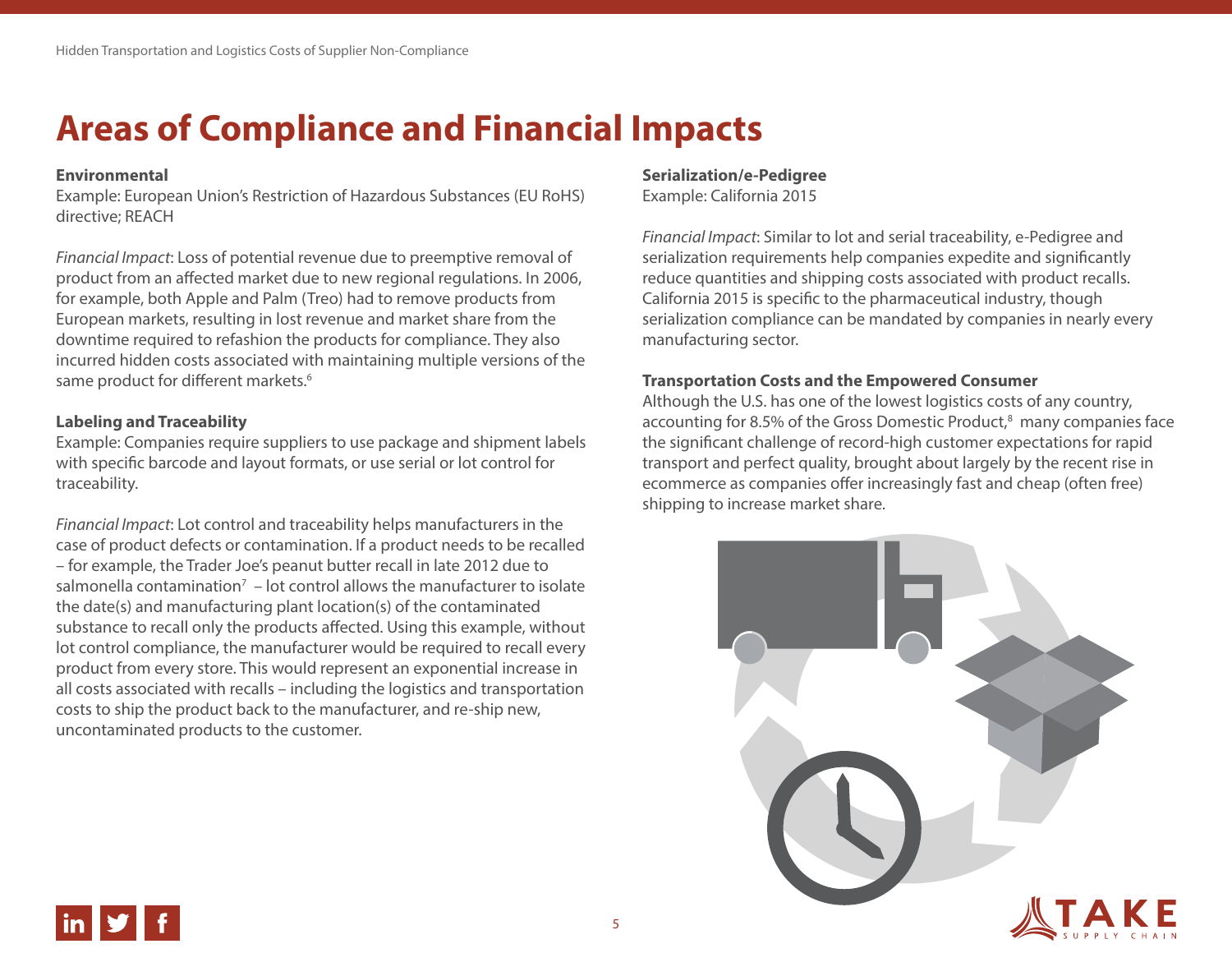# Areas of Compliance and Financial Impacts

**Environmental**
Example: European Union's Restriction of Hazardous Substances (EU RoHS) directive; REACH

*Financial Impact*: Loss of potential revenue due to preemptive removal of product from an affected market due to new regional regulations. In 2006, for example, both Apple and Palm (Treo) had to remove products from European markets, resulting in lost revenue and market share from the downtime required to refashion the products for compliance. They also incurred hidden costs associated with maintaining multiple versions of the same product for different markets.[6]

**Labeling and Traceability**
Example: Companies require suppliers to use package and shipment labels with specific barcode and layout formats, or use serial or lot control for traceability.

*Financial Impact*: Lot control and traceability helps manufacturers in the case of product defects or contamination. If a product needs to be recalled – for example, the Trader Joe's peanut butter recall in late 2012 due to salmonella contamination[7] – lot control allows the manufacturer to isolate the date(s) and manufacturing plant location(s) of the contaminated substance to recall only the products affected. Using this example, without lot control compliance, the manufacturer would be required to recall every product from every store. This would represent an exponential increase in all costs associated with recalls – including the logistics and transportation costs to ship the product back to the manufacturer, and re-ship new, uncontaminated products to the customer.

**Serialization/e-Pedigree**
Example: California 2015

*Financial Impact*: Similar to lot and serial traceability, e-Pedigree and serialization requirements help companies expedite and significantly reduce quantities and shipping costs associated with product recalls. California 2015 is specific to the pharmaceutical industry, though serialization compliance can be mandated by companies in nearly every manufacturing sector.

**Transportation Costs and the Empowered Consumer**
Although the U.S. has one of the lowest logistics costs of any country, accounting for 8.5% of the Gross Domestic Product,[8] many companies face the significant challenge of record-high customer expectations for rapid transport and perfect quality, brought about largely by the recent rise in ecommerce as companies offer increasingly fast and cheap (often free) shipping to increase market share.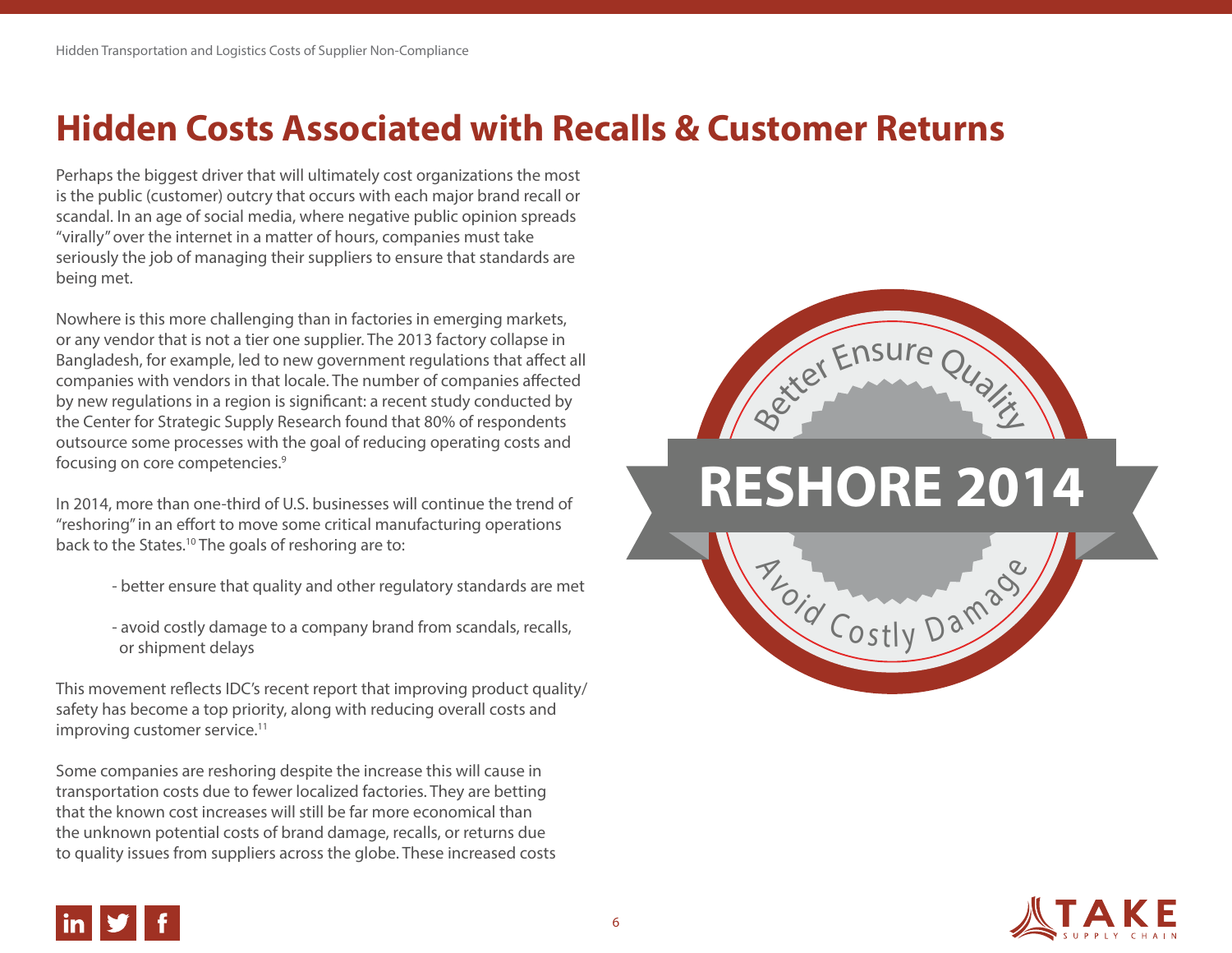# Hidden Costs Associated with Recalls & Customer Returns

Perhaps the biggest driver that will ultimately cost organizations the most is the public (customer) outcry that occurs with each major brand recall or scandal. In an age of social media, where negative public opinion spreads "virally" over the internet in a matter of hours, companies must take seriously the job of managing their suppliers to ensure that standards are being met.

Nowhere is this more challenging than in factories in emerging markets, or any vendor that is not a tier one supplier. The 2013 factory collapse in Bangladesh, for example, led to new government regulations that affect all companies with vendors in that locale. The number of companies affected by new regulations in a region is significant: a recent study conducted by the Center for Strategic Supply Research found that 80% of respondents outsource some processes with the goal of reducing operating costs and focusing on core competencies.[9]

In 2014, more than one-third of U.S. businesses will continue the trend of "reshoring" in an effort to move some critical manufacturing operations back to the States.[10] The goals of reshoring are to:

- better ensure that quality and other regulatory standards are met
- avoid costly damage to a company brand from scandals, recalls, or shipment delays

This movement reflects IDC's recent report that improving product quality/safety has become a top priority, along with reducing overall costs and improving customer service.[11]

Some companies are reshoring despite the increase this will cause in transportation costs due to fewer localized factories. They are betting that the known cost increases will still be far more economical than the unknown potential costs of brand damage, recalls, or returns due to quality issues from suppliers across the globe. These increased costs

Better Ensure Quality

RESHORE 2014

Avoid Costly Damage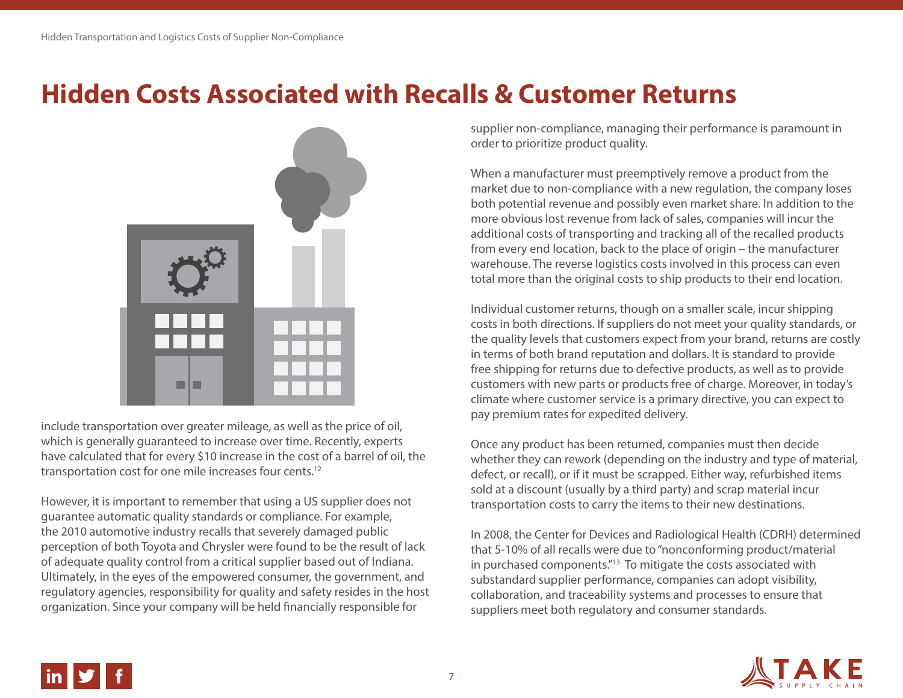# Hidden Costs Associated with Recalls & Customer Returns

include transportation over greater mileage, as well as the price of oil, which is generally guaranteed to increase over time. Recently, experts have calculated that for every $10 increase in the cost of a barrel of oil, the transportation cost for one mile increases four cents.[12]

However, it is important to remember that using a US supplier does not guarantee automatic quality standards or compliance. For example, the 2010 automotive industry recalls that severely damaged public perception of both Toyota and Chrysler were found to be the result of lack of adequate quality control from a critical supplier based out of Indiana. Ultimately, in the eyes of the empowered consumer, the government, and regulatory agencies, responsibility for quality and safety resides in the host organization. Since your company will be held financially responsible for supplier non-compliance, managing their performance is paramount in order to prioritize product quality.

When a manufacturer must preemptively remove a product from the market due to non-compliance with a new regulation, the company loses both potential revenue and possibly even market share. In addition to the more obvious lost revenue from lack of sales, companies will incur the additional costs of transporting and tracking all of the recalled products from every end location, back to the place of origin – the manufacturer warehouse. The reverse logistics costs involved in this process can even total more than the original costs to ship products to their end location.

Individual customer returns, though on a smaller scale, incur shipping costs in both directions. If suppliers do not meet your quality standards, or the quality levels that customers expect from your brand, returns are costly in terms of both brand reputation and dollars. It is standard to provide free shipping for returns due to defective products, as well as to provide customers with new parts or products free of charge. Moreover, in today's climate where customer service is a primary directive, you can expect to pay premium rates for expedited delivery.

Once any product has been returned, companies must then decide whether they can rework (depending on the industry and type of material, defect, or recall), or if it must be scrapped. Either way, refurbished items sold at a discount (usually by a third party) and scrap material incur transportation costs to carry the items to their new destinations.

In 2008, the Center for Devices and Radiological Health (CDRH) determined that 5-10% of all recalls were due to "nonconforming product/material in purchased components."[13] To mitigate the costs associated with substandard supplier performance, companies can adopt visibility, collaboration, and traceability systems and processes to ensure that suppliers meet both regulatory and consumer standards.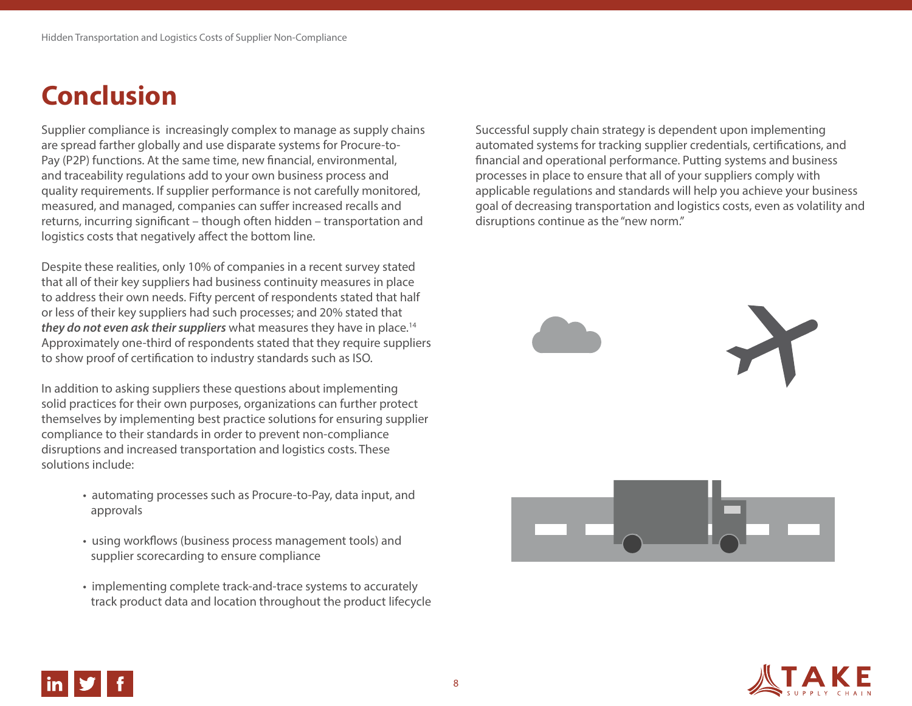# Conclusion

Supplier compliance is increasingly complex to manage as supply chains are spread farther globally and use disparate systems for Procure-to-Pay (P2P) functions. At the same time, new financial, environmental, and traceability regulations add to your own business process and quality requirements. If supplier performance is not carefully monitored, measured, and managed, companies can suffer increased recalls and returns, incurring significant – though often hidden – transportation and logistics costs that negatively affect the bottom line.

Despite these realities, only 10% of companies in a recent survey stated that all of their key suppliers had business continuity measures in place to address their own needs. Fifty percent of respondents stated that half or less of their key suppliers had such processes; and 20% stated that ***they do not even ask their suppliers*** what measures they have in place.[14] Approximately one-third of respondents stated that they require suppliers to show proof of certification to industry standards such as ISO.

In addition to asking suppliers these questions about implementing solid practices for their own purposes, organizations can further protect themselves by implementing best practice solutions for ensuring supplier compliance to their standards in order to prevent non-compliance disruptions and increased transportation and logistics costs. These solutions include:

- automating processes such as Procure-to-Pay, data input, and approvals
- using workflows (business process management tools) and supplier scorecarding to ensure compliance
- implementing complete track-and-trace systems to accurately track product data and location throughout the product lifecycle

Successful supply chain strategy is dependent upon implementing automated systems for tracking supplier credentials, certifications, and financial and operational performance. Putting systems and business processes in place to ensure that all of your suppliers comply with applicable regulations and standards will help you achieve your business goal of decreasing transportation and logistics costs, even as volatility and disruptions continue as the "new norm."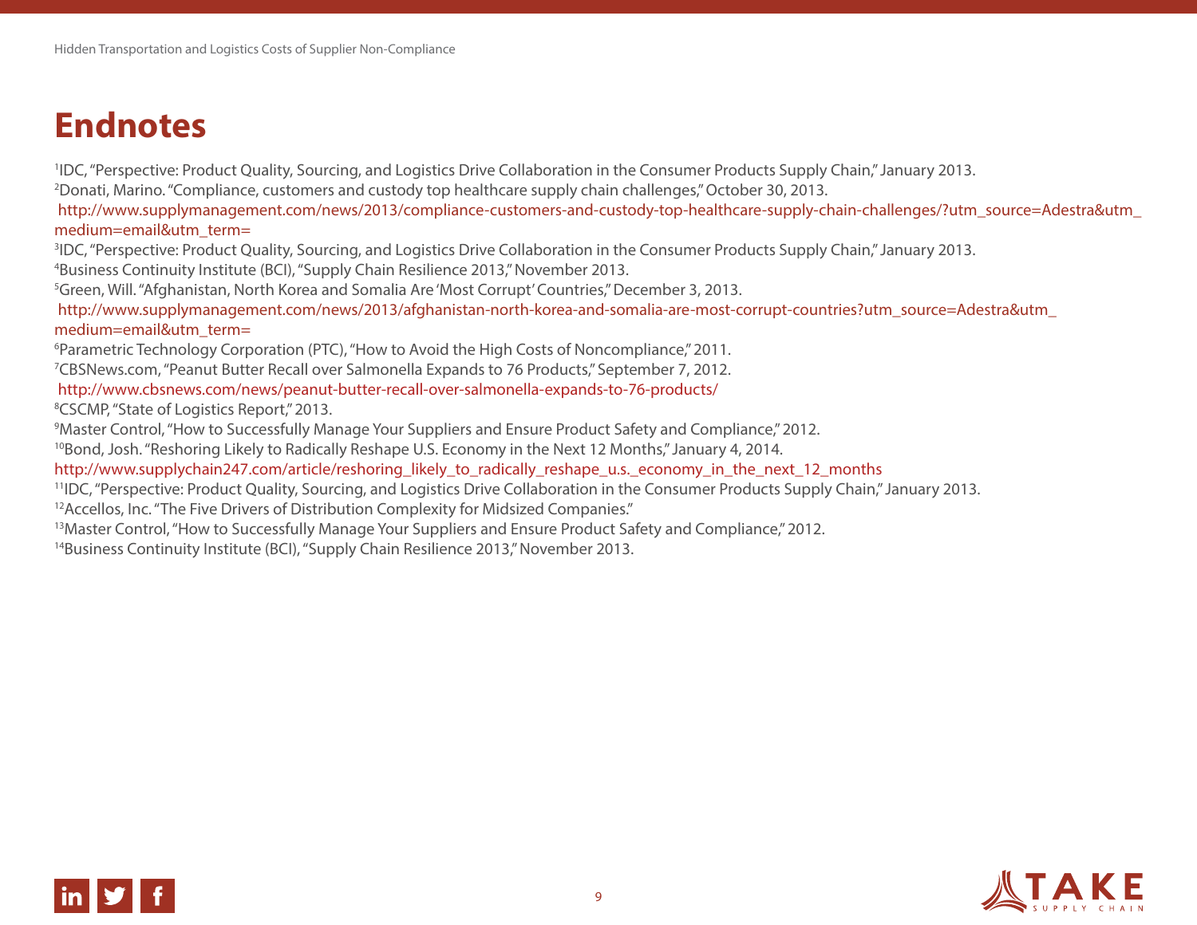# Endnotes

[1]IDC, "Perspective: Product Quality, Sourcing, and Logistics Drive Collaboration in the Consumer Products Supply Chain," January 2013.
[2]Donati, Marino. "Compliance, customers and custody top healthcare supply chain challenges," October 30, 2013.
http://www.supplymanagement.com/news/2013/compliance-customers-and-custody-top-healthcare-supply-chain-challenges/?utm_source=Adestra&utm_medium=email&utm_term=
[3]IDC, "Perspective: Product Quality, Sourcing, and Logistics Drive Collaboration in the Consumer Products Supply Chain," January 2013.
[4]Business Continuity Institute (BCI), "Supply Chain Resilience 2013," November 2013.
[5]Green, Will. "Afghanistan, North Korea and Somalia Are 'Most Corrupt' Countries," December 3, 2013.
http://www.supplymanagement.com/news/2013/afghanistan-north-korea-and-somalia-are-most-corrupt-countries?utm_source=Adestra&utm_medium=email&utm_term=
[6]Parametric Technology Corporation (PTC), "How to Avoid the High Costs of Noncompliance," 2011.
[7]CBSNews.com, "Peanut Butter Recall over Salmonella Expands to 76 Products," September 7, 2012.
http://www.cbsnews.com/news/peanut-butter-recall-over-salmonella-expands-to-76-products/
[8]CSCMP, "State of Logistics Report," 2013.
[9]Master Control, "How to Successfully Manage Your Suppliers and Ensure Product Safety and Compliance," 2012.
[10]Bond, Josh. "Reshoring Likely to Radically Reshape U.S. Economy in the Next 12 Months," January 4, 2014.
http://www.supplychain247.com/article/reshoring_likely_to_radically_reshape_u.s._economy_in_the_next_12_months
[11]IDC, "Perspective: Product Quality, Sourcing, and Logistics Drive Collaboration in the Consumer Products Supply Chain," January 2013.
[12]Accellos, Inc. "The Five Drivers of Distribution Complexity for Midsized Companies."
[13]Master Control, "How to Successfully Manage Your Suppliers and Ensure Product Safety and Compliance," 2012.
[14]Business Continuity Institute (BCI), "Supply Chain Resilience 2013," November 2013.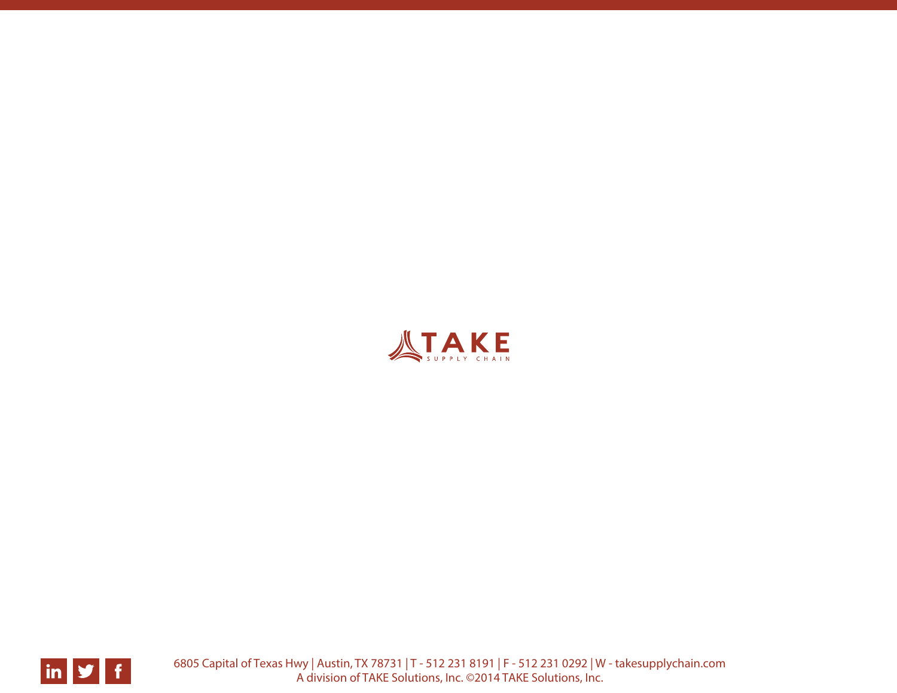TAKE

SUPPLY CHAIN

6805 Capital of Texas Hwy | Austin, TX 78731 | T - 512 231 8191 | F - 512 231 0292 | W - takesupplychain.com
A division of TAKE Solutions, Inc. ©2014 TAKE Solutions, Inc.